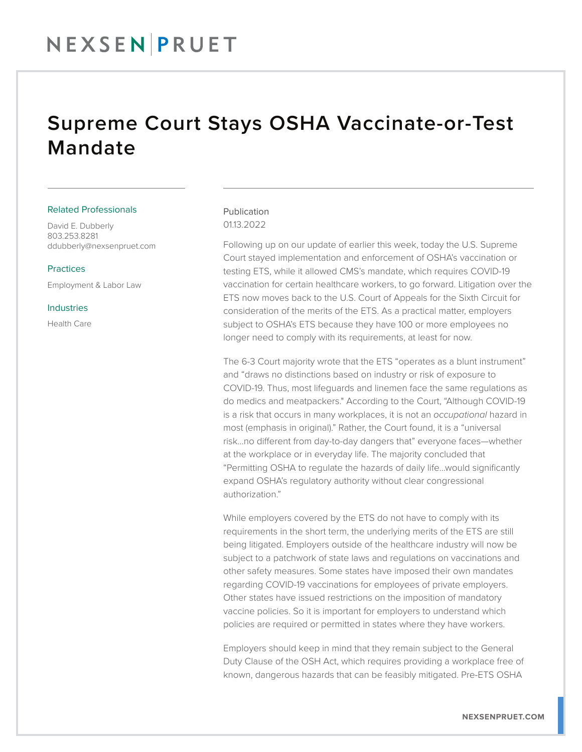# Supreme Court Stays OSHA Vaccinate-or-Test Mandate

Related Professionals

David E. Dubberly
803.253.8281
ddubberly@nexsenpruet.com

Practices

Employment & Labor Law

Industries

Health Care

Publication
01.13.2022

Following up on our update of earlier this week, today the U.S. Supreme Court stayed implementation and enforcement of OSHA's vaccination or testing ETS, while it allowed CMS's mandate, which requires COVID-19 vaccination for certain healthcare workers, to go forward. Litigation over the ETS now moves back to the U.S. Court of Appeals for the Sixth Circuit for consideration of the merits of the ETS. As a practical matter, employers subject to OSHA's ETS because they have 100 or more employees no longer need to comply with its requirements, at least for now.

The 6-3 Court majority wrote that the ETS "operates as a blunt instrument" and "draws no distinctions based on industry or risk of exposure to COVID-19. Thus, most lifeguards and linemen face the same regulations as do medics and meatpackers." According to the Court, "Although COVID-19 is a risk that occurs in many workplaces, it is not an *occupational* hazard in most (emphasis in original)." Rather, the Court found, it is a "universal risk…no different from day-to-day dangers that" everyone faces—whether at the workplace or in everyday life. The majority concluded that "Permitting OSHA to regulate the hazards of daily life…would significantly expand OSHA's regulatory authority without clear congressional authorization."

While employers covered by the ETS do not have to comply with its requirements in the short term, the underlying merits of the ETS are still being litigated. Employers outside of the healthcare industry will now be subject to a patchwork of state laws and regulations on vaccinations and other safety measures. Some states have imposed their own mandates regarding COVID-19 vaccinations for employees of private employers. Other states have issued restrictions on the imposition of mandatory vaccine policies. So it is important for employers to understand which policies are required or permitted in states where they have workers.

Employers should keep in mind that they remain subject to the General Duty Clause of the OSH Act, which requires providing a workplace free of known, dangerous hazards that can be feasibly mitigated. Pre-ETS OSHA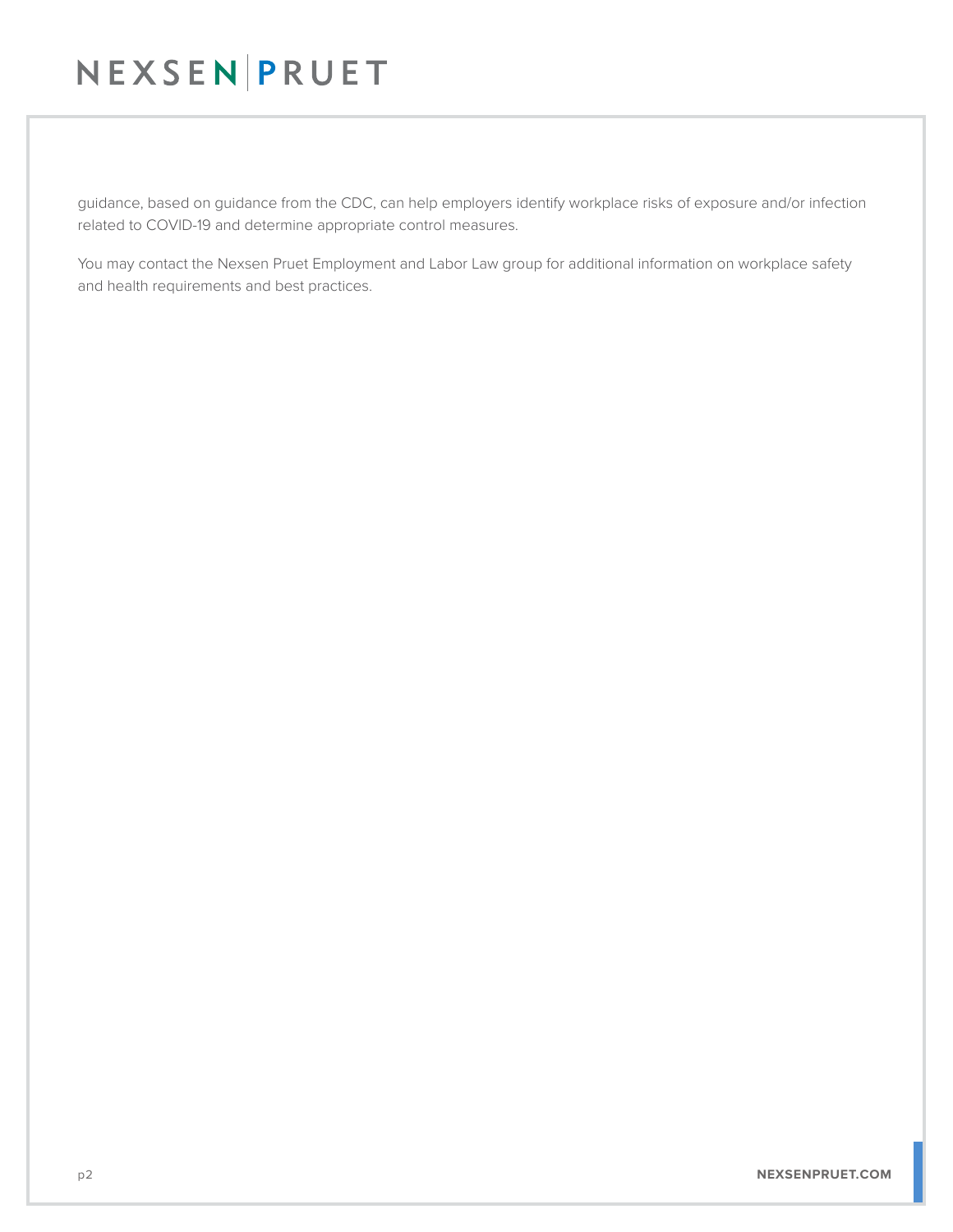guidance, based on guidance from the CDC, can help employers identify workplace risks of exposure and/or infection related to COVID-19 and determine appropriate control measures.

You may contact the Nexsen Pruet Employment and Labor Law group for additional information on workplace safety and health requirements and best practices.